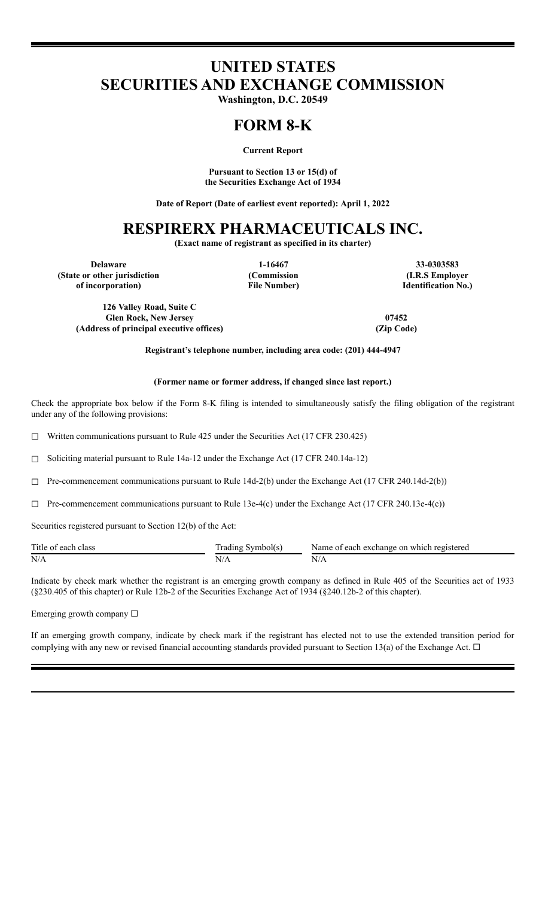# UNITED STATES
# SECURITIES AND EXCHANGE COMMISSION

**Washington, D.C. 20549**

# FORM 8-K

**Current Report**

**Pursuant to Section 13 or 15(d) of the Securities Exchange Act of 1934**

**Date of Report (Date of earliest event reported): April 1, 2022**

# RESPIRERX PHARMACEUTICALS INC.

**(Exact name of registrant as specified in its charter)**

| Delaware | 1-16467 | 33-0303583 |
|---|---|---|
| (State or other jurisdiction of incorporation) | (Commission File Number) | (I.R.S Employer Identification No.) |

| 126 Valley Road, Suite C Glen Rock, New Jersey | 07452 |
|---|---|
| (Address of principal executive offices) | (Zip Code) |

**Registrant's telephone number, including area code: (201) 444-4947**

**(Former name or former address, if changed since last report.)**

Check the appropriate box below if the Form 8-K filing is intended to simultaneously satisfy the filing obligation of the registrant under any of the following provisions:

☐ Written communications pursuant to Rule 425 under the Securities Act (17 CFR 230.425)

☐ Soliciting material pursuant to Rule 14a-12 under the Exchange Act (17 CFR 240.14a-12)

☐ Pre-commencement communications pursuant to Rule 14d-2(b) under the Exchange Act (17 CFR 240.14d-2(b))

☐ Pre-commencement communications pursuant to Rule 13e-4(c) under the Exchange Act (17 CFR 240.13e-4(c))

Securities registered pursuant to Section 12(b) of the Act:

| Title of each class | Trading Symbol(s) | Name of each exchange on which registered |
|---|---|---|
| N/A | N/A | N/A |

Indicate by check mark whether the registrant is an emerging growth company as defined in Rule 405 of the Securities act of 1933 (§230.405 of this chapter) or Rule 12b-2 of the Securities Exchange Act of 1934 (§240.12b-2 of this chapter).

Emerging growth company ☐

If an emerging growth company, indicate by check mark if the registrant has elected not to use the extended transition period for complying with any new or revised financial accounting standards provided pursuant to Section 13(a) of the Exchange Act. ☐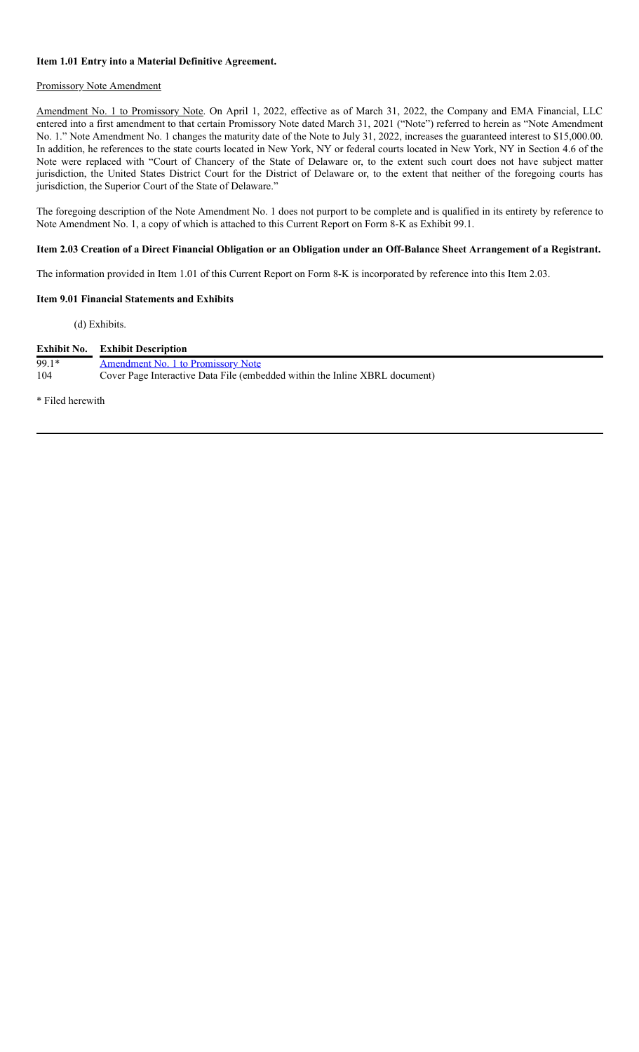**Item 1.01 Entry into a Material Definitive Agreement.**

Promissory Note Amendment

Amendment No. 1 to Promissory Note. On April 1, 2022, effective as of March 31, 2022, the Company and EMA Financial, LLC entered into a first amendment to that certain Promissory Note dated March 31, 2021 ("Note") referred to herein as "Note Amendment No. 1." Note Amendment No. 1 changes the maturity date of the Note to July 31, 2022, increases the guaranteed interest to $15,000.00. In addition, he references to the state courts located in New York, NY or federal courts located in New York, NY in Section 4.6 of the Note were replaced with "Court of Chancery of the State of Delaware or, to the extent such court does not have subject matter jurisdiction, the United States District Court for the District of Delaware or, to the extent that neither of the foregoing courts has jurisdiction, the Superior Court of the State of Delaware."

The foregoing description of the Note Amendment No. 1 does not purport to be complete and is qualified in its entirety by reference to Note Amendment No. 1, a copy of which is attached to this Current Report on Form 8-K as Exhibit 99.1.

**Item 2.03 Creation of a Direct Financial Obligation or an Obligation under an Off-Balance Sheet Arrangement of a Registrant.**

The information provided in Item 1.01 of this Current Report on Form 8-K is incorporated by reference into this Item 2.03.

**Item 9.01 Financial Statements and Exhibits**

(d) Exhibits.

| Exhibit No. | Exhibit Description |
|---|---|
| 99.1* | Amendment No. 1 to Promissory Note |
| 104 | Cover Page Interactive Data File (embedded within the Inline XBRL document) |

* Filed herewith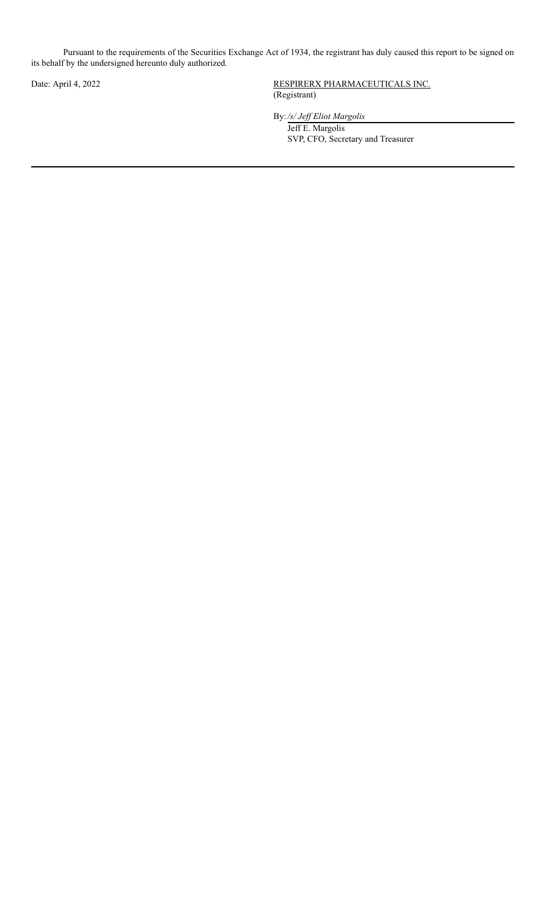Pursuant to the requirements of the Securities Exchange Act of 1934, the registrant has duly caused this report to be signed on its behalf by the undersigned hereunto duly authorized.

Date: April 4, 2022

RESPIRERX PHARMACEUTICALS INC.
(Registrant)

By: */s/ Jeff Eliot Margolis*
Jeff E. Margolis
SVP, CFO, Secretary and Treasurer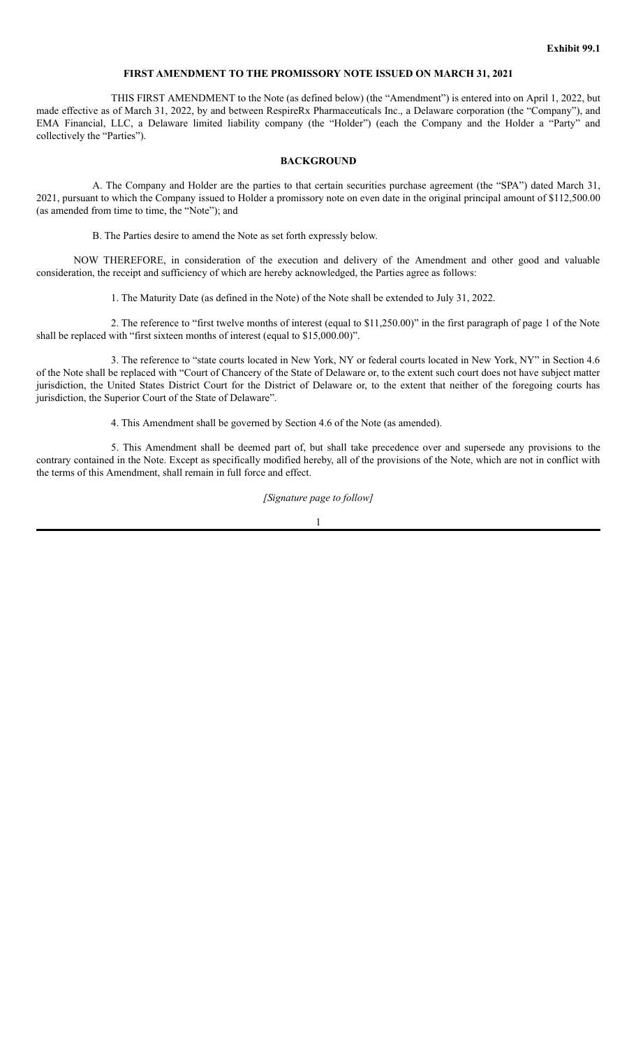**Exhibit 99.1**

**FIRST AMENDMENT TO THE PROMISSORY NOTE ISSUED ON MARCH 31, 2021**

THIS FIRST AMENDMENT to the Note (as defined below) (the "Amendment") is entered into on April 1, 2022, but made effective as of March 31, 2022, by and between RespireRx Pharmaceuticals Inc., a Delaware corporation (the "Company"), and EMA Financial, LLC, a Delaware limited liability company (the "Holder") (each the Company and the Holder a "Party" and collectively the "Parties").

**BACKGROUND**

A. The Company and Holder are the parties to that certain securities purchase agreement (the "SPA") dated March 31, 2021, pursuant to which the Company issued to Holder a promissory note on even date in the original principal amount of $112,500.00 (as amended from time to time, the "Note"); and

B. The Parties desire to amend the Note as set forth expressly below.

NOW THEREFORE, in consideration of the execution and delivery of the Amendment and other good and valuable consideration, the receipt and sufficiency of which are hereby acknowledged, the Parties agree as follows:

1. The Maturity Date (as defined in the Note) of the Note shall be extended to July 31, 2022.

2. The reference to "first twelve months of interest (equal to $11,250.00)" in the first paragraph of page 1 of the Note shall be replaced with "first sixteen months of interest (equal to $15,000.00)".

3. The reference to "state courts located in New York, NY or federal courts located in New York, NY" in Section 4.6 of the Note shall be replaced with "Court of Chancery of the State of Delaware or, to the extent such court does not have subject matter jurisdiction, the United States District Court for the District of Delaware or, to the extent that neither of the foregoing courts has jurisdiction, the Superior Court of the State of Delaware".

4. This Amendment shall be governed by Section 4.6 of the Note (as amended).

5. This Amendment shall be deemed part of, but shall take precedence over and supersede any provisions to the contrary contained in the Note. Except as specifically modified hereby, all of the provisions of the Note, which are not in conflict with the terms of this Amendment, shall remain in full force and effect.

*[Signature page to follow]*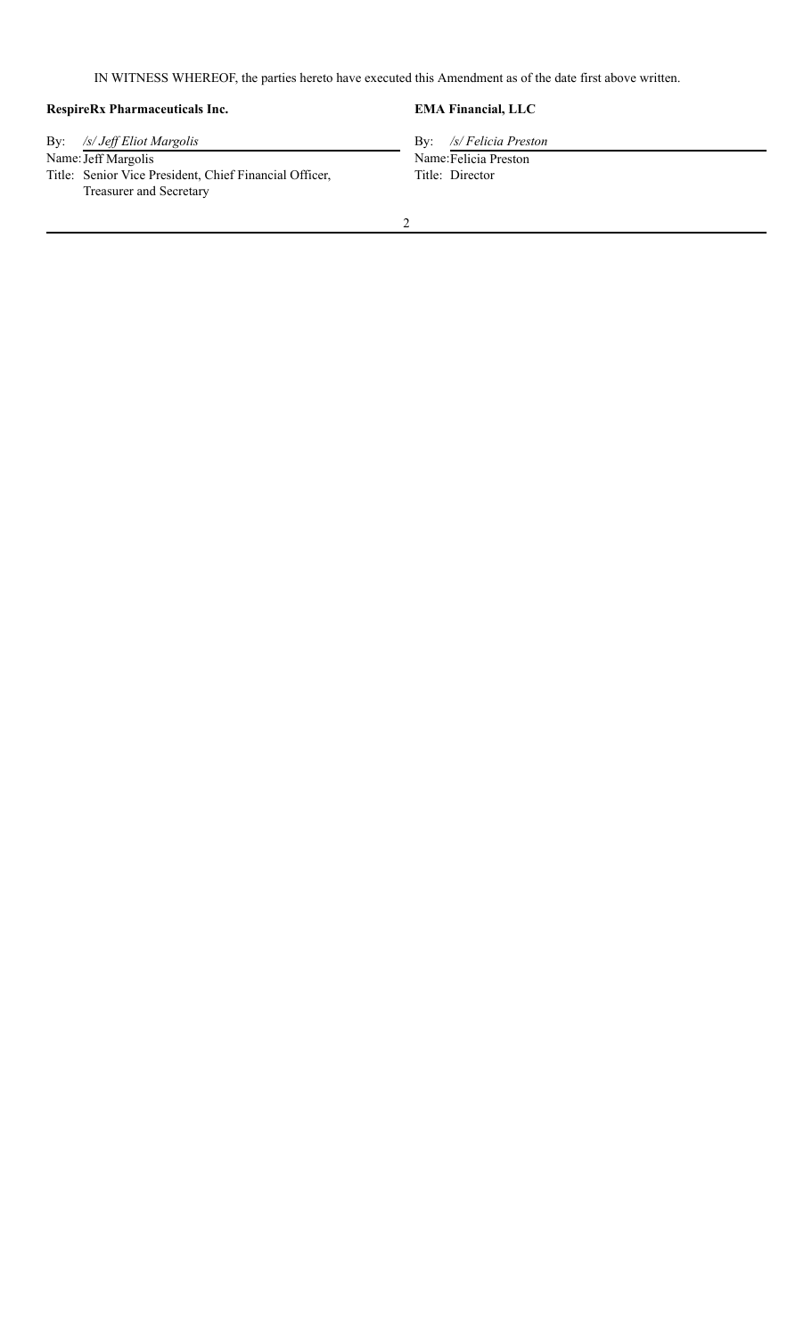IN WITNESS WHEREOF, the parties hereto have executed this Amendment as of the date first above written.

| | |
|---|---|
| **RespireRx Pharmaceuticals Inc.** | **EMA Financial, LLC** |
| By: */s/ Jeff Eliot Margolis* | By: */s/ Felicia Preston* |
| Name: Jeff Margolis | Name: Felicia Preston |
| Title: Senior Vice President, Chief Financial Officer, Treasurer and Secretary | Title: Director |